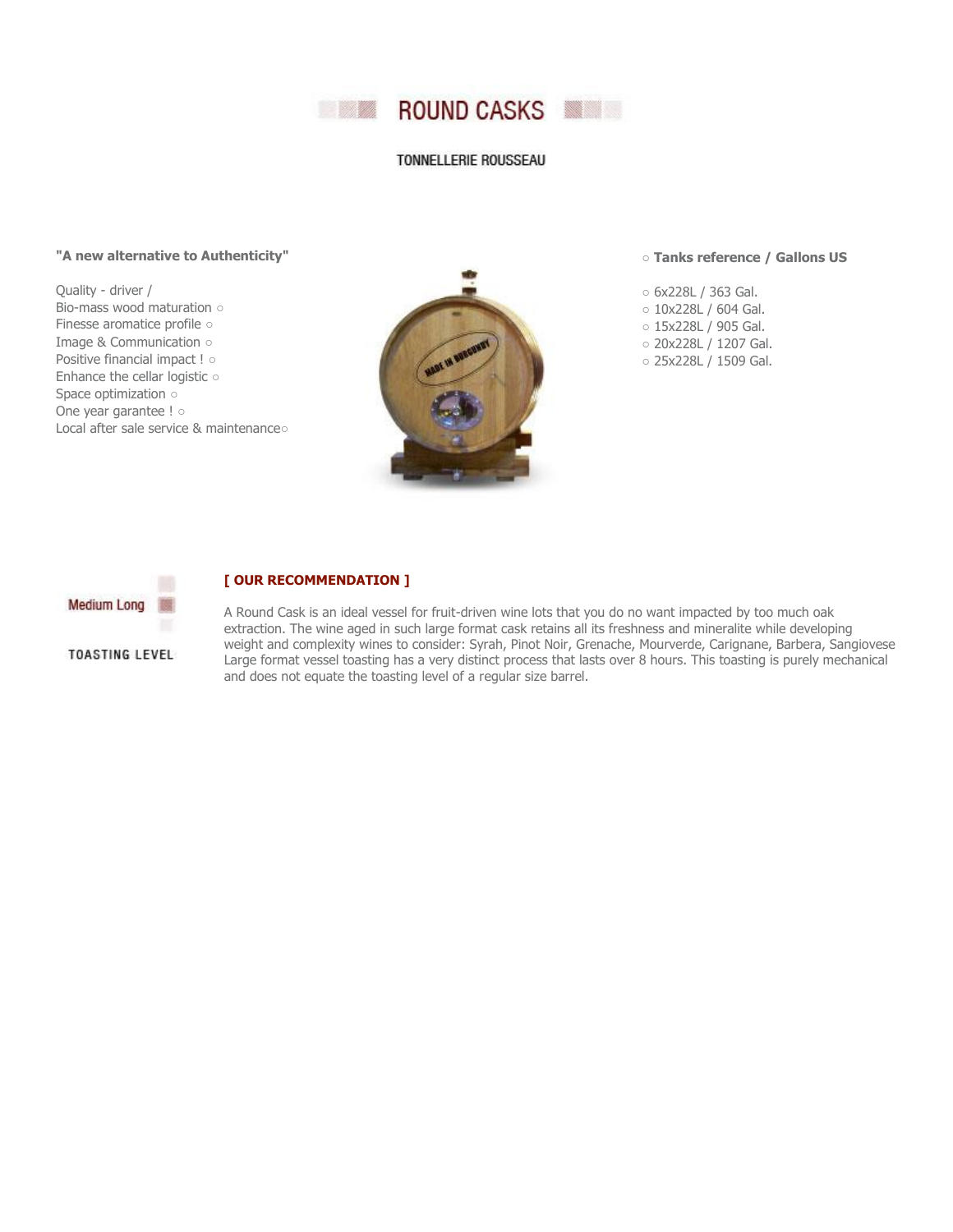# ROUND CASKS

TONNELLERIE ROUSSEAU

**"A new alternative to Authenticity"**

Quality - driver /
Bio-mass wood maturation ○
Finesse aromatice profile ○
Image & Communication ○
Positive financial impact ! ○
Enhance the cellar logistic ○
Space optimization ○
One year garantee ! ○
Local after sale service & maintenance○

○ **Tanks reference / Gallons US**

○ 6x228L / 363 Gal.
○ 10x228L / 604 Gal.
○ 15x228L / 905 Gal.
○ 20x228L / 1207 Gal.
○ 25x228L / 1509 Gal.

Medium Long

TOASTING LEVEL

**[ OUR RECOMMENDATION ]**

A Round Cask is an ideal vessel for fruit-driven wine lots that you do no want impacted by too much oak extraction. The wine aged in such large format cask retains all its freshness and mineralite while developing weight and complexity wines to consider: Syrah, Pinot Noir, Grenache, Mourverde, Carignane, Barbera, Sangiovese Large format vessel toasting has a very distinct process that lasts over 8 hours. This toasting is purely mechanical and does not equate the toasting level of a regular size barrel.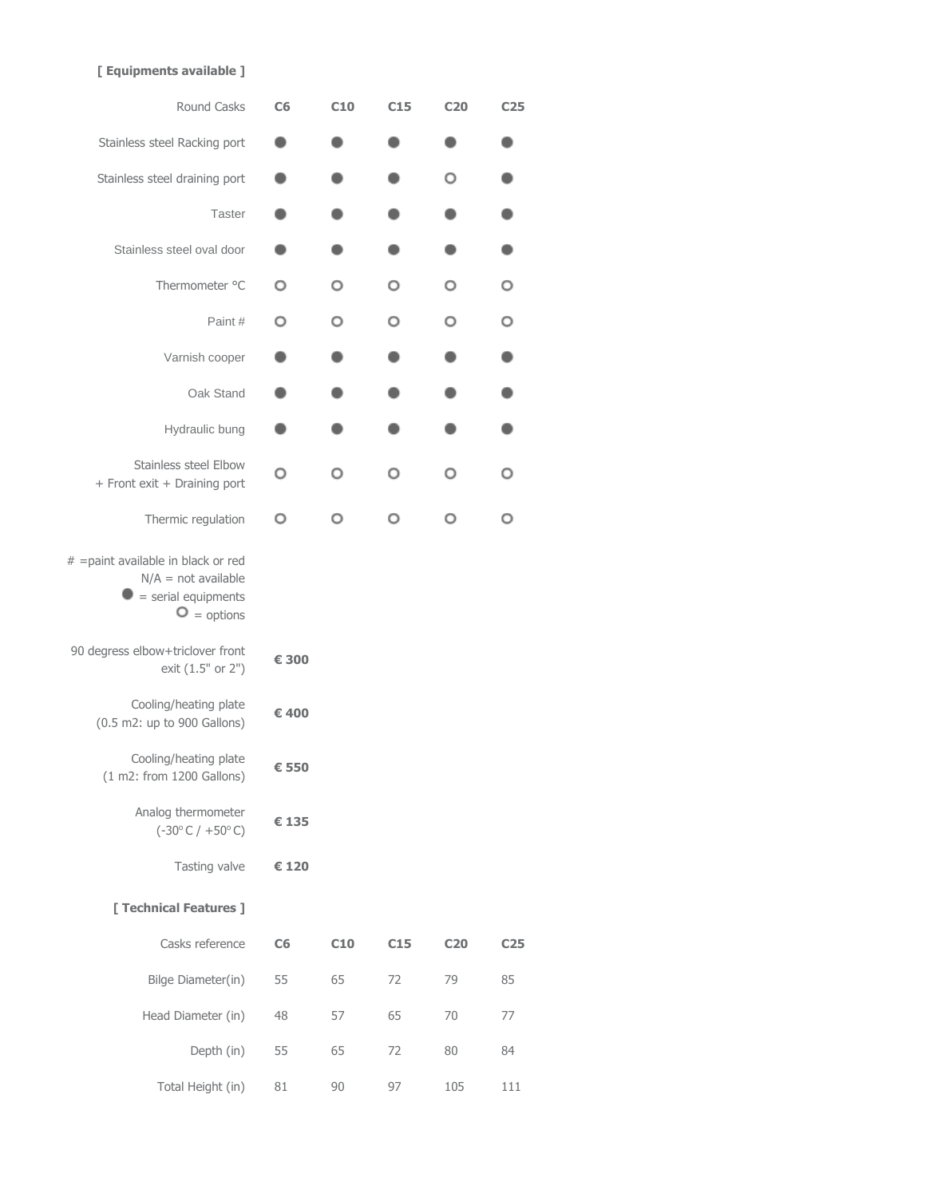**[ Equipments available ]**

| Round Casks | C6 | C10 | C15 | C20 | C25 |
|---|---|---|---|---|---|
| Stainless steel Racking port | ● | ● | ● | ● | ● |
| Stainless steel draining port | ● | ● | ● | ○ | ● |
| Taster | ● | ● | ● | ● | ● |
| Stainless steel oval door | ● | ● | ● | ● | ● |
| Thermometer °C | ○ | ○ | ○ | ○ | ○ |
| Paint # | ○ | ○ | ○ | ○ | ○ |
| Varnish cooper | ● | ● | ● | ● | ● |
| Oak Stand | ● | ● | ● | ● | ● |
| Hydraulic bung | ● | ● | ● | ● | ● |
| Stainless steel Elbow + Front exit + Draining port | ○ | ○ | ○ | ○ | ○ |
| Thermic regulation | ○ | ○ | ○ | ○ | ○ |

# =paint available in black or red
N/A = not available
● = serial equipments
○ = options

| | |
|---|---|
| 90 degress elbow+triclover front exit (1.5" or 2") | **€ 300** |
| Cooling/heating plate (0.5 m2: up to 900 Gallons) | **€ 400** |
| Cooling/heating plate (1 m2: from 1200 Gallons) | **€ 550** |
| Analog thermometer (-30°C / +50°C) | **€ 135** |
| Tasting valve | **€ 120** |

**[ Technical Features ]**

| Casks reference | C6 | C10 | C15 | C20 | C25 |
|---|---|---|---|---|---|
| Bilge Diameter(in) | 55 | 65 | 72 | 79 | 85 |
| Head Diameter (in) | 48 | 57 | 65 | 70 | 77 |
| Depth (in) | 55 | 65 | 72 | 80 | 84 |
| Total Height (in) | 81 | 90 | 97 | 105 | 111 |